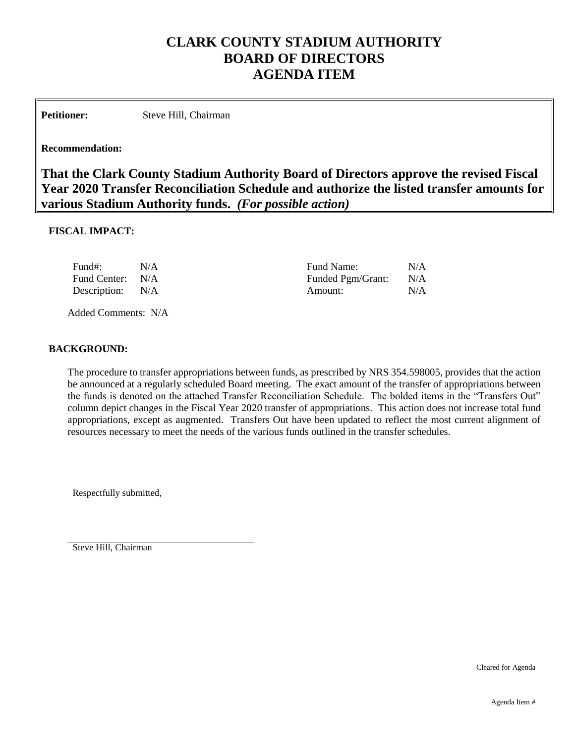# CLARK COUNTY STADIUM AUTHORITY
# BOARD OF DIRECTORS
# AGENDA ITEM

**Petitioner:** Steve Hill, Chairman

**Recommendation:**

**That the Clark County Stadium Authority Board of Directors approve the revised Fiscal Year 2020 Transfer Reconciliation Schedule and authorize the listed transfer amounts for various Stadium Authority funds.** ***(For possible action)***

**FISCAL IMPACT:**

| | | | |
|---|---|---|---|
| Fund#: | N/A | Fund Name: | N/A |
| Fund Center: | N/A | Funded Pgm/Grant: | N/A |
| Description: | N/A | Amount: | N/A |

Added Comments: N/A

**BACKGROUND:**

The procedure to transfer appropriations between funds, as prescribed by NRS 354.598005, provides that the action be announced at a regularly scheduled Board meeting. The exact amount of the transfer of appropriations between the funds is denoted on the attached Transfer Reconciliation Schedule. The bolded items in the "Transfers Out" column depict changes in the Fiscal Year 2020 transfer of appropriations. This action does not increase total fund appropriations, except as augmented. Transfers Out have been updated to reflect the most current alignment of resources necessary to meet the needs of the various funds outlined in the transfer schedules.

Respectfully submitted,

Steve Hill, Chairman

Cleared for Agenda

Agenda Item #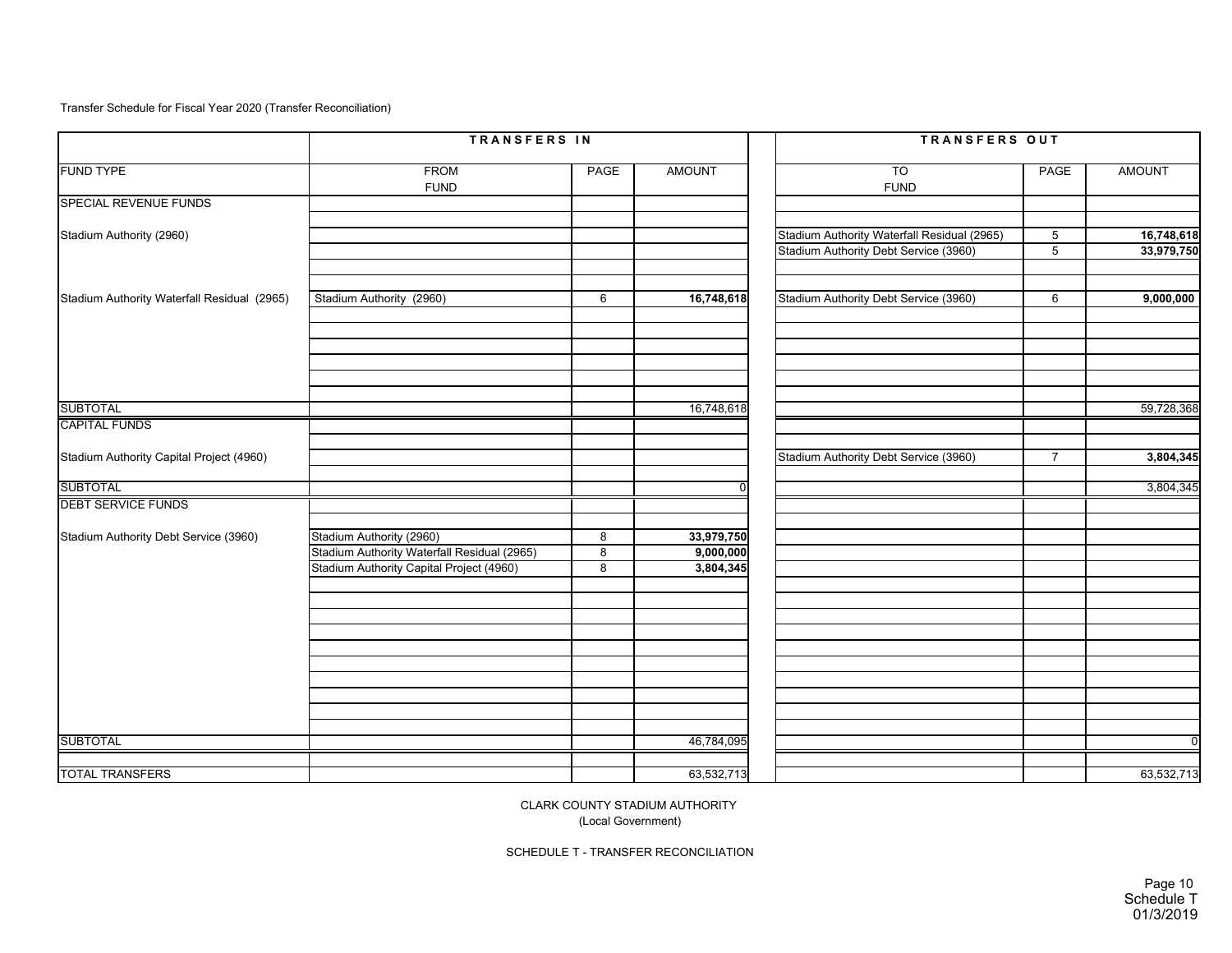Transfer Schedule for Fiscal Year 2020 (Transfer Reconciliation)

| | TRANSFERS IN | | | TRANSFERS OUT | | |
|---|---|---|---|---|---|---|
| FUND TYPE | FROM FUND | PAGE | AMOUNT | TO FUND | PAGE | AMOUNT |
| SPECIAL REVENUE FUNDS | | | | | | |
| Stadium Authority (2960) | | | | Stadium Authority Waterfall Residual (2965) | 5 | **16,748,618** |
| | | | | Stadium Authority Debt Service (3960) | 5 | **33,979,750** |
| Stadium Authority Waterfall Residual (2965) | Stadium Authority (2960) | 6 | **16,748,618** | Stadium Authority Debt Service (3960) | 6 | **9,000,000** |
| SUBTOTAL | | | 16,748,618 | | | 59,728,368 |
| CAPITAL FUNDS | | | | | | |
| Stadium Authority Capital Project (4960) | | | | Stadium Authority Debt Service (3960) | 7 | **3,804,345** |
| SUBTOTAL | | | 0 | | | 3,804,345 |
| DEBT SERVICE FUNDS | | | | | | |
| Stadium Authority Debt Service (3960) | Stadium Authority (2960) | 8 | **33,979,750** | | | |
| | Stadium Authority Waterfall Residual (2965) | 8 | **9,000,000** | | | |
| | Stadium Authority Capital Project (4960) | 8 | **3,804,345** | | | |
| SUBTOTAL | | | 46,784,095 | | | 0 |
| TOTAL TRANSFERS | | | 63,532,713 | | | 63,532,713 |

CLARK COUNTY STADIUM AUTHORITY
(Local Government)

SCHEDULE T - TRANSFER RECONCILIATION

Schedule T
01/3/2019